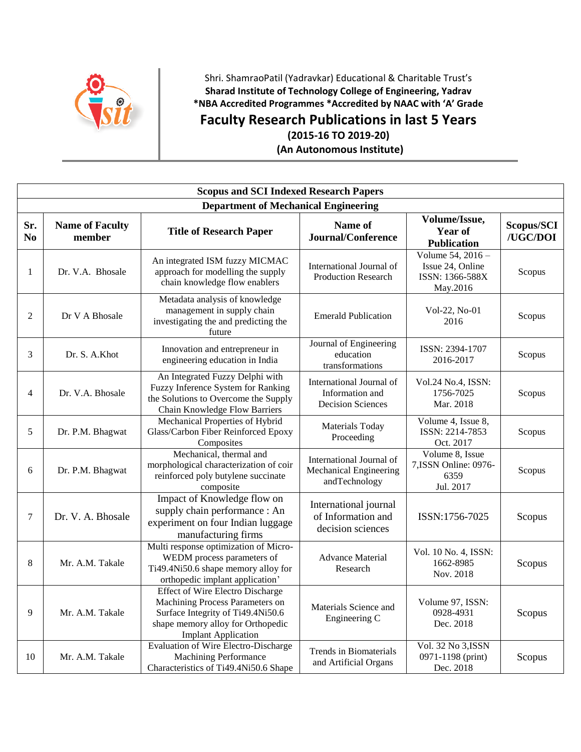Shri. ShamraoPatil (Yadravkar) Educational & Charitable Trust's

**Sharad Institute of Technology College of Engineering, Yadrav**

**\*NBA Accredited Programmes \*Accredited by NAAC with 'A' Grade**

# Faculty Research Publications in last 5 Years

**(2015-16 TO 2019-20)**

**(An Autonomous Institute)**

## Scopus and SCI Indexed Research Papers

### Department of Mechanical Engineering

| Sr. No | Name of Faculty member | Title of Research Paper | Name of Journal/Conference | Volume/Issue, Year of Publication | Scopus/SCI /UGC/DOI |
|---|---|---|---|---|---|
| 1 | Dr. V.A. Bhosale | An integrated ISM fuzzy MICMAC approach for modelling the supply chain knowledge flow enablers | International Journal of Production Research | Volume 54, 2016 – Issue 24, Online ISSN: 1366-588X May.2016 | Scopus |
| 2 | Dr V A Bhosale | Metadata analysis of knowledge management in supply chain investigating the and predicting the future | Emerald Publication | Vol-22, No-01 2016 | Scopus |
| 3 | Dr. S. A.Khot | Innovation and entrepreneur in engineering education in India | Journal of Engineering education transformations | ISSN: 2394-1707 2016-2017 | Scopus |
| 4 | Dr. V.A. Bhosale | An Integrated Fuzzy Delphi with Fuzzy Inference System for Ranking the Solutions to Overcome the Supply Chain Knowledge Flow Barriers | International Journal of Information and Decision Sciences | Vol.24 No.4, ISSN: 1756-7025 Mar. 2018 | Scopus |
| 5 | Dr. P.M. Bhagwat | Mechanical Properties of Hybrid Glass/Carbon Fiber Reinforced Epoxy Composites | Materials Today Proceeding | Volume 4, Issue 8, ISSN: 2214-7853 Oct. 2017 | Scopus |
| 6 | Dr. P.M. Bhagwat | Mechanical, thermal and morphological characterization of coir reinforced poly butylene succinate composite | International Journal of Mechanical Engineering andTechnology | Volume 8, Issue 7,ISSN Online: 0976-6359 Jul. 2017 | Scopus |
| 7 | Dr. V. A. Bhosale | Impact of Knowledge flow on supply chain performance : An experiment on four Indian luggage manufacturing firms | International journal of Information and decision sciences | ISSN:1756-7025 | Scopus |
| 8 | Mr. A.M. Takale | Multi response optimization of Micro-WEDM process parameters of Ti49.4Ni50.6 shape memory alloy for orthopedic implant application' | Advance Material Research | Vol. 10 No. 4, ISSN: 1662-8985 Nov. 2018 | Scopus |
| 9 | Mr. A.M. Takale | Effect of Wire Electro Discharge Machining Process Parameters on Surface Integrity of Ti49.4Ni50.6 shape memory alloy for Orthopedic Implant Application | Materials Science and Engineering C | Volume 97, ISSN: 0928-4931 Dec. 2018 | Scopus |
| 10 | Mr. A.M. Takale | Evaluation of Wire Electro-Discharge Machining Performance Characteristics of Ti49.4Ni50.6 Shape | Trends in Biomaterials and Artificial Organs | Vol. 32 No 3,ISSN 0971-1198 (print) Dec. 2018 | Scopus |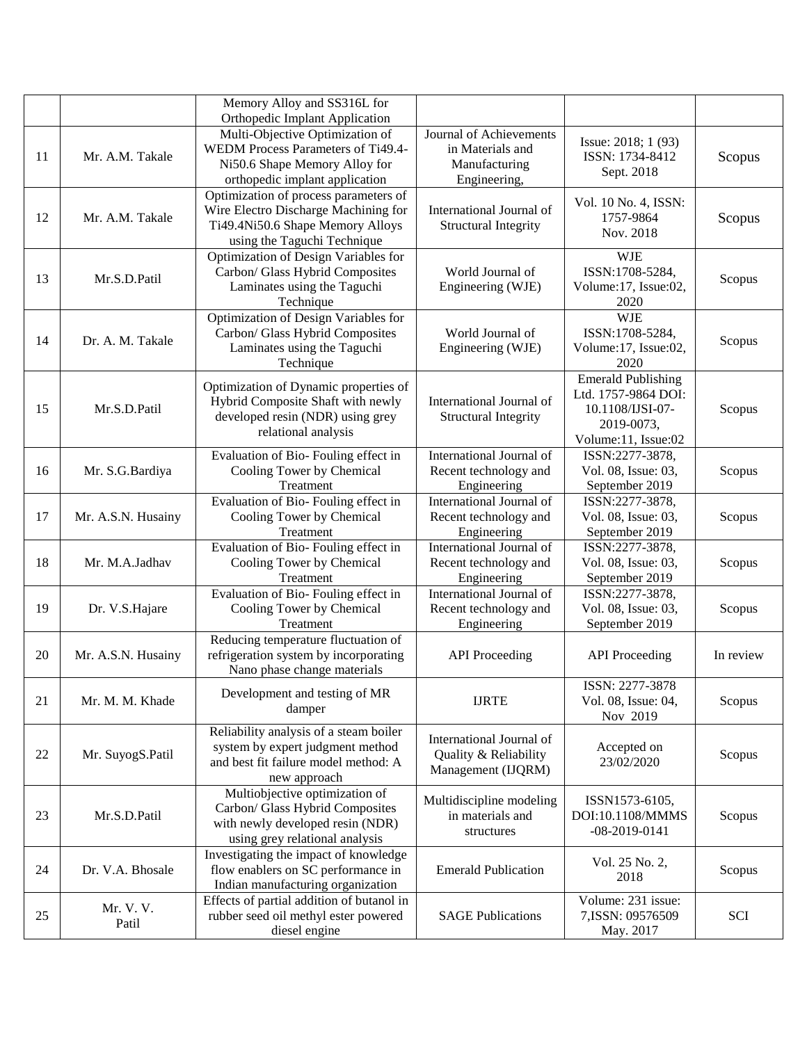| | | | | | |
|---|---|---|---|---|---|
| | | Memory Alloy and SS316L for Orthopedic Implant Application | | | |
| 11 | Mr. A.M. Takale | Multi-Objective Optimization of WEDM Process Parameters of Ti49.4-Ni50.6 Shape Memory Alloy for orthopedic implant application | Journal of Achievements in Materials and Manufacturing Engineering, | Issue: 2018; 1 (93) ISSN: 1734-8412 Sept. 2018 | Scopus |
| 12 | Mr. A.M. Takale | Optimization of process parameters of Wire Electro Discharge Machining for Ti49.4Ni50.6 Shape Memory Alloys using the Taguchi Technique | International Journal of Structural Integrity | Vol. 10 No. 4, ISSN: 1757-9864 Nov. 2018 | Scopus |
| 13 | Mr.S.D.Patil | Optimization of Design Variables for Carbon/ Glass Hybrid Composites Laminates using the Taguchi Technique | World Journal of Engineering (WJE) | WJE ISSN:1708-5284, Volume:17, Issue:02, 2020 | Scopus |
| 14 | Dr. A. M. Takale | Optimization of Design Variables for Carbon/ Glass Hybrid Composites Laminates using the Taguchi Technique | World Journal of Engineering (WJE) | WJE ISSN:1708-5284, Volume:17, Issue:02, 2020 | Scopus |
| 15 | Mr.S.D.Patil | Optimization of Dynamic properties of Hybrid Composite Shaft with newly developed resin (NDR) using grey relational analysis | International Journal of Structural Integrity | Emerald Publishing Ltd. 1757-9864 DOI: 10.1108/IJSI-07-2019-0073, Volume:11, Issue:02 | Scopus |
| 16 | Mr. S.G.Bardiya | Evaluation of Bio- Fouling effect in Cooling Tower by Chemical Treatment | International Journal of Recent technology and Engineering | ISSN:2277-3878, Vol. 08, Issue: 03, September 2019 | Scopus |
| 17 | Mr. A.S.N. Husainy | Evaluation of Bio- Fouling effect in Cooling Tower by Chemical Treatment | International Journal of Recent technology and Engineering | ISSN:2277-3878, Vol. 08, Issue: 03, September 2019 | Scopus |
| 18 | Mr. M.A.Jadhav | Evaluation of Bio- Fouling effect in Cooling Tower by Chemical Treatment | International Journal of Recent technology and Engineering | ISSN:2277-3878, Vol. 08, Issue: 03, September 2019 | Scopus |
| 19 | Dr. V.S.Hajare | Evaluation of Bio- Fouling effect in Cooling Tower by Chemical Treatment | International Journal of Recent technology and Engineering | ISSN:2277-3878, Vol. 08, Issue: 03, September 2019 | Scopus |
| 20 | Mr. A.S.N. Husainy | Reducing temperature fluctuation of refrigeration system by incorporating Nano phase change materials | API Proceeding | API Proceeding | In review |
| 21 | Mr. M. M. Khade | Development and testing of MR damper | IJRTE | ISSN: 2277-3878 Vol. 08, Issue: 04, Nov 2019 | Scopus |
| 22 | Mr. SuyogS.Patil | Reliability analysis of a steam boiler system by expert judgment method and best fit failure model method: A new approach | International Journal of Quality & Reliability Management (IJQRM) | Accepted on 23/02/2020 | Scopus |
| 23 | Mr.S.D.Patil | Multiobjective optimization of Carbon/ Glass Hybrid Composites with newly developed resin (NDR) using grey relational analysis | Multidiscipline modeling in materials and structures | ISSN1573-6105, DOI:10.1108/MMMS -08-2019-0141 | Scopus |
| 24 | Dr. V.A. Bhosale | Investigating the impact of knowledge flow enablers on SC performance in Indian manufacturing organization | Emerald Publication | Vol. 25 No. 2, 2018 | Scopus |
| 25 | Mr. V. V. Patil | Effects of partial addition of butanol in rubber seed oil methyl ester powered diesel engine | SAGE Publications | Volume: 231 issue: 7,ISSN: 09576509 May. 2017 | SCI |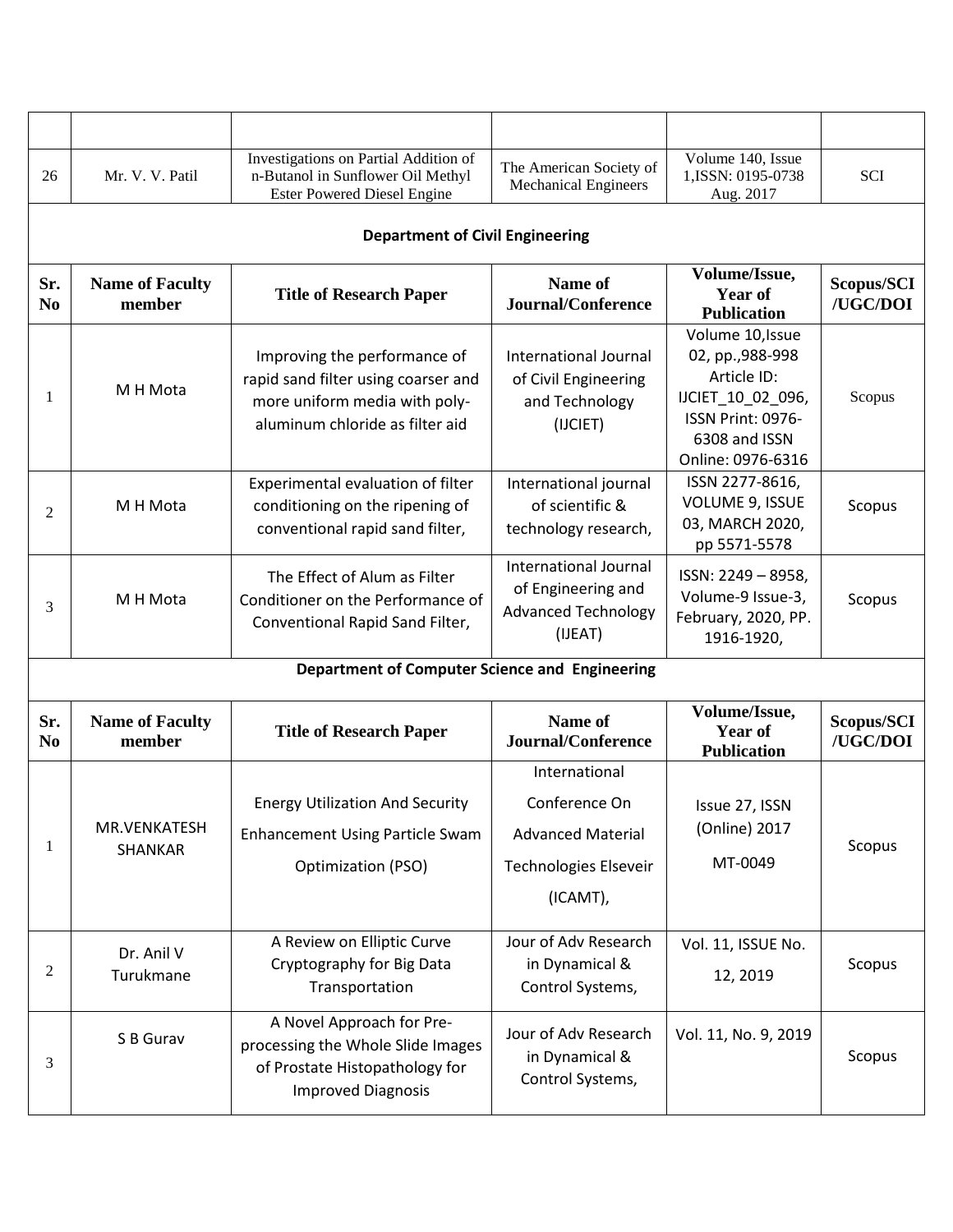| | | | | | |
|---|---|---|---|---|---|
| 26 | Mr. V. V. Patil | Investigations on Partial Addition of n-Butanol in Sunflower Oil Methyl Ester Powered Diesel Engine | The American Society of Mechanical Engineers | Volume 140, Issue 1,ISSN: 0195-0738 Aug. 2017 | SCI |

**Department of Civil Engineering**

| Sr. No | Name of Faculty member | Title of Research Paper | Name of Journal/Conference | Volume/Issue, Year of Publication | Scopus/SCI /UGC/DOI |
|---|---|---|---|---|---|
| 1 | M H Mota | Improving the performance of rapid sand filter using coarser and more uniform media with poly-aluminum chloride as filter aid | International Journal of Civil Engineering and Technology (IJCIET) | Volume 10,Issue 02, pp.,988-998 Article ID: IJCIET_10_02_096, ISSN Print: 0976-6308 and ISSN Online: 0976-6316 | Scopus |
| 2 | M H Mota | Experimental evaluation of filter conditioning on the ripening of conventional rapid sand filter, | International journal of scientific & technology research, | ISSN 2277-8616, VOLUME 9, ISSUE 03, MARCH 2020, pp 5571-5578 | Scopus |
| 3 | M H Mota | The Effect of Alum as Filter Conditioner on the Performance of Conventional Rapid Sand Filter, | International Journal of Engineering and Advanced Technology (IJEAT) | ISSN: 2249 – 8958, Volume-9 Issue-3, February, 2020, PP. 1916-1920, | Scopus |

**Department of Computer Science and Engineering**

| Sr. No | Name of Faculty member | Title of Research Paper | Name of Journal/Conference | Volume/Issue, Year of Publication | Scopus/SCI /UGC/DOI |
|---|---|---|---|---|---|
| 1 | MR.VENKATESH SHANKAR | Energy Utilization And Security Enhancement Using Particle Swam Optimization (PSO) | International Conference On Advanced Material Technologies Elseveir (ICAMT), | Issue 27, ISSN (Online) 2017 MT-0049 | Scopus |
| 2 | Dr. Anil V Turukmane | A Review on Elliptic Curve Cryptography for Big Data Transportation | Jour of Adv Research in Dynamical & Control Systems, | Vol. 11, ISSUE No. 12, 2019 | Scopus |
| 3 | S B Gurav | A Novel Approach for Pre-processing the Whole Slide Images of Prostate Histopathology for Improved Diagnosis | Jour of Adv Research in Dynamical & Control Systems, | Vol. 11, No. 9, 2019 | Scopus |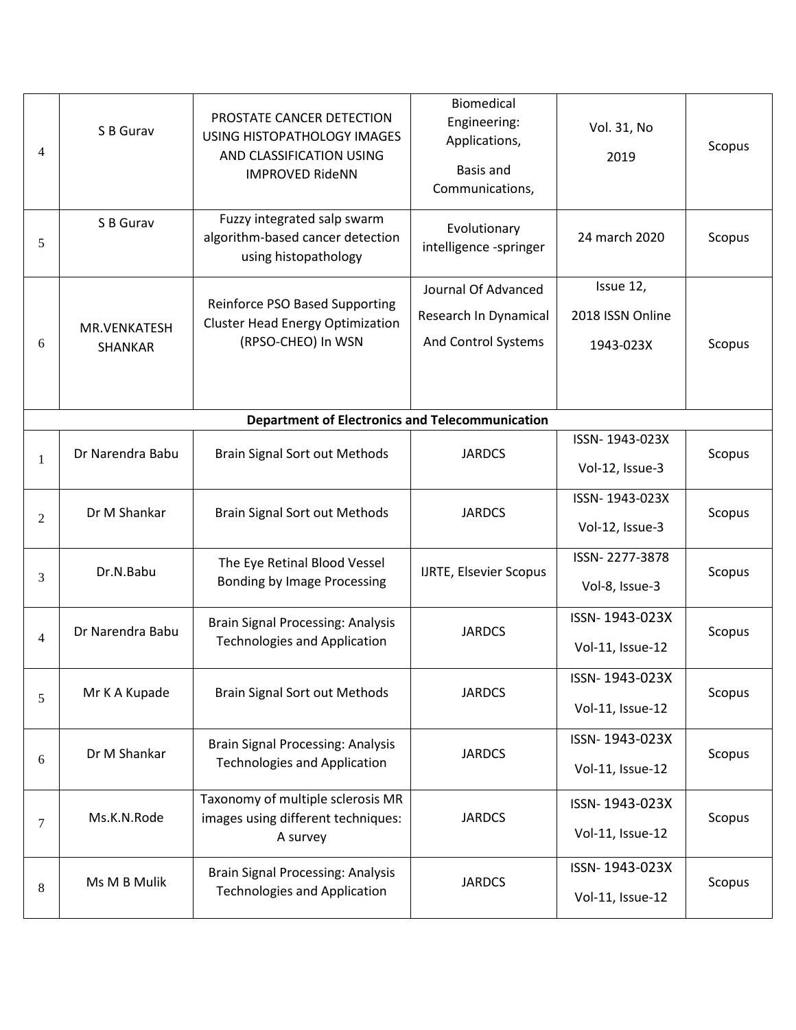| | | | | | |
|---|---|---|---|---|---|
| 4 | S B Gurav | PROSTATE CANCER DETECTION USING HISTOPATHOLOGY IMAGES AND CLASSIFICATION USING IMPROVED RideNN | Biomedical Engineering: Applications, Basis and Communications, | Vol. 31, No 2019 | Scopus |
| 5 | S B Gurav | Fuzzy integrated salp swarm algorithm-based cancer detection using histopathology | Evolutionary intelligence -springer | 24 march 2020 | Scopus |
| 6 | MR.VENKATESH SHANKAR | Reinforce PSO Based Supporting Cluster Head Energy Optimization (RPSO-CHEO) In WSN | Journal Of Advanced Research In Dynamical And Control Systems | Issue 12, 2018 ISSN Online 1943-023X | Scopus |
| **Department of Electronics and Telecommunication** | | | | | |
| 1 | Dr Narendra Babu | Brain Signal Sort out Methods | JARDCS | ISSN- 1943-023X Vol-12, Issue-3 | Scopus |
| 2 | Dr M Shankar | Brain Signal Sort out Methods | JARDCS | ISSN- 1943-023X Vol-12, Issue-3 | Scopus |
| 3 | Dr.N.Babu | The Eye Retinal Blood Vessel Bonding by Image Processing | IJRTE, Elsevier Scopus | ISSN- 2277-3878 Vol-8, Issue-3 | Scopus |
| 4 | Dr Narendra Babu | Brain Signal Processing: Analysis Technologies and Application | JARDCS | ISSN- 1943-023X Vol-11, Issue-12 | Scopus |
| 5 | Mr K A Kupade | Brain Signal Sort out Methods | JARDCS | ISSN- 1943-023X Vol-11, Issue-12 | Scopus |
| 6 | Dr M Shankar | Brain Signal Processing: Analysis Technologies and Application | JARDCS | ISSN- 1943-023X Vol-11, Issue-12 | Scopus |
| 7 | Ms.K.N.Rode | Taxonomy of multiple sclerosis MR images using different techniques: A survey | JARDCS | ISSN- 1943-023X Vol-11, Issue-12 | Scopus |
| 8 | Ms M B Mulik | Brain Signal Processing: Analysis Technologies and Application | JARDCS | ISSN- 1943-023X Vol-11, Issue-12 | Scopus |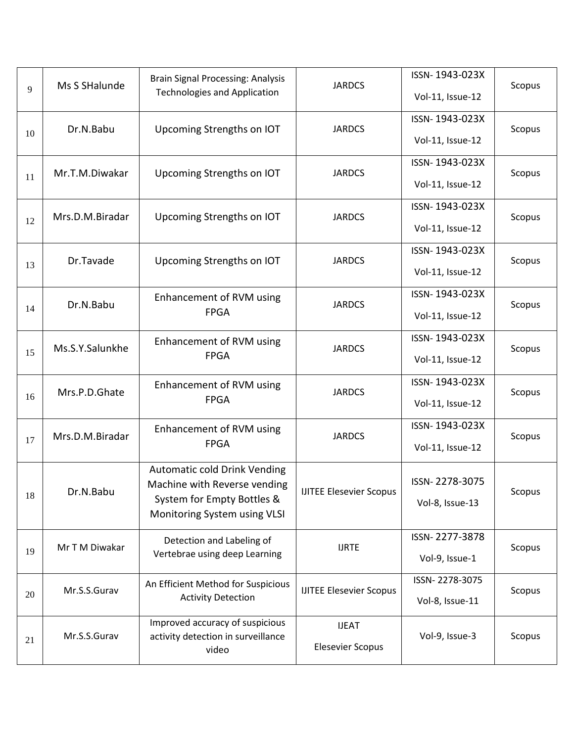| | | | | | |
|---|---|---|---|---|---|
| 9 | Ms S SHalunde | Brain Signal Processing: Analysis Technologies and Application | JARDCS | ISSN- 1943-023X Vol-11, Issue-12 | Scopus |
| 10 | Dr.N.Babu | Upcoming Strengths on IOT | JARDCS | ISSN- 1943-023X Vol-11, Issue-12 | Scopus |
| 11 | Mr.T.M.Diwakar | Upcoming Strengths on IOT | JARDCS | ISSN- 1943-023X Vol-11, Issue-12 | Scopus |
| 12 | Mrs.D.M.Biradar | Upcoming Strengths on IOT | JARDCS | ISSN- 1943-023X Vol-11, Issue-12 | Scopus |
| 13 | Dr.Tavade | Upcoming Strengths on IOT | JARDCS | ISSN- 1943-023X Vol-11, Issue-12 | Scopus |
| 14 | Dr.N.Babu | Enhancement of RVM using FPGA | JARDCS | ISSN- 1943-023X Vol-11, Issue-12 | Scopus |
| 15 | Ms.S.Y.Salunkhe | Enhancement of RVM using FPGA | JARDCS | ISSN- 1943-023X Vol-11, Issue-12 | Scopus |
| 16 | Mrs.P.D.Ghate | Enhancement of RVM using FPGA | JARDCS | ISSN- 1943-023X Vol-11, Issue-12 | Scopus |
| 17 | Mrs.D.M.Biradar | Enhancement of RVM using FPGA | JARDCS | ISSN- 1943-023X Vol-11, Issue-12 | Scopus |
| 18 | Dr.N.Babu | Automatic cold Drink Vending Machine with Reverse vending System for Empty Bottles & Monitoring System using VLSI | IJITEE Elesevier Scopus | ISSN- 2278-3075 Vol-8, Issue-13 | Scopus |
| 19 | Mr T M Diwakar | Detection and Labeling of Vertebrae using deep Learning | IJRTE | ISSN- 2277-3878 Vol-9, Issue-1 | Scopus |
| 20 | Mr.S.S.Gurav | An Efficient Method for Suspicious Activity Detection | IJITEE Elesevier Scopus | ISSN- 2278-3075 Vol-8, Issue-11 | Scopus |
| 21 | Mr.S.S.Gurav | Improved accuracy of suspicious activity detection in surveillance video | IJEAT Elesevier Scopus | Vol-9, Issue-3 | Scopus |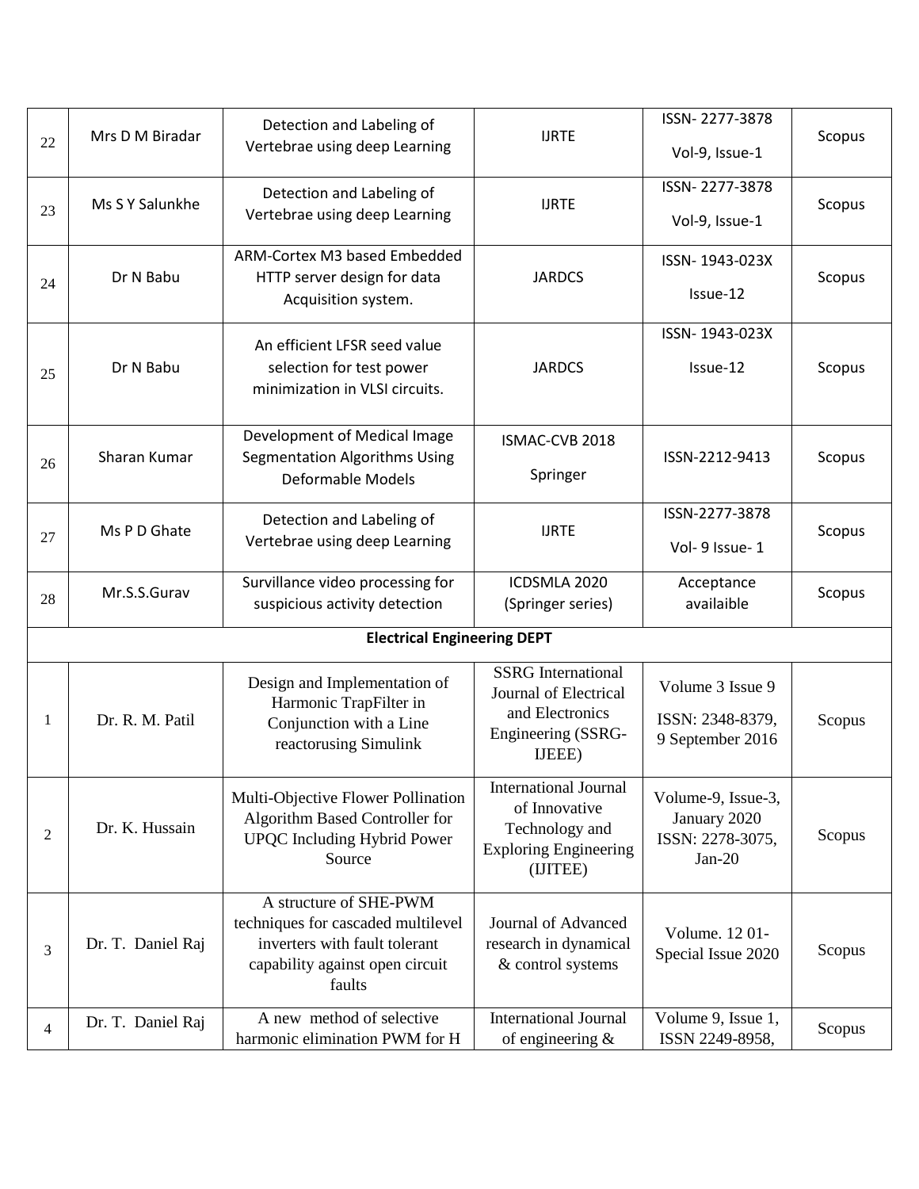| | | | | | |
|---|---|---|---|---|---|
| 22 | Mrs D M Biradar | Detection and Labeling of Vertebrae using deep Learning | IJRTE | ISSN- 2277-3878 Vol-9, Issue-1 | Scopus |
| 23 | Ms S Y Salunkhe | Detection and Labeling of Vertebrae using deep Learning | IJRTE | ISSN- 2277-3878 Vol-9, Issue-1 | Scopus |
| 24 | Dr N Babu | ARM-Cortex M3 based Embedded HTTP server design for data Acquisition system. | JARDCS | ISSN- 1943-023X Issue-12 | Scopus |
| 25 | Dr N Babu | An efficient LFSR seed value selection for test power minimization in VLSI circuits. | JARDCS | ISSN- 1943-023X Issue-12 | Scopus |
| 26 | Sharan Kumar | Development of Medical Image Segmentation Algorithms Using Deformable Models | ISMAC-CVB 2018 Springer | ISSN-2212-9413 | Scopus |
| 27 | Ms P D Ghate | Detection and Labeling of Vertebrae using deep Learning | IJRTE | ISSN-2277-3878 Vol- 9 Issue- 1 | Scopus |
| 28 | Mr.S.S.Gurav | Survillance video processing for suspicious activity detection | ICDSMLA 2020 (Springer series) | Acceptance availaible | Scopus |
| | | | **Electrical Engineering DEPT** | | |
| 1 | Dr. R. M. Patil | Design and Implementation of Harmonic TrapFilter in Conjunction with a Line reactorusing Simulink | SSRG International Journal of Electrical and Electronics Engineering (SSRG-IJEEE) | Volume 3 Issue 9 ISSN: 2348-8379, 9 September 2016 | Scopus |
| 2 | Dr. K. Hussain | Multi-Objective Flower Pollination Algorithm Based Controller for UPQC Including Hybrid Power Source | International Journal of Innovative Technology and Exploring Engineering (IJITEE) | Volume-9, Issue-3, January 2020 ISSN: 2278-3075, Jan-20 | Scopus |
| 3 | Dr. T. Daniel Raj | A structure of SHE-PWM techniques for cascaded multilevel inverters with fault tolerant capability against open circuit faults | Journal of Advanced research in dynamical & control systems | Volume. 12 01- Special Issue 2020 | Scopus |
| 4 | Dr. T. Daniel Raj | A new method of selective harmonic elimination PWM for H | International Journal of engineering & | Volume 9, Issue 1, ISSN 2249-8958, | Scopus |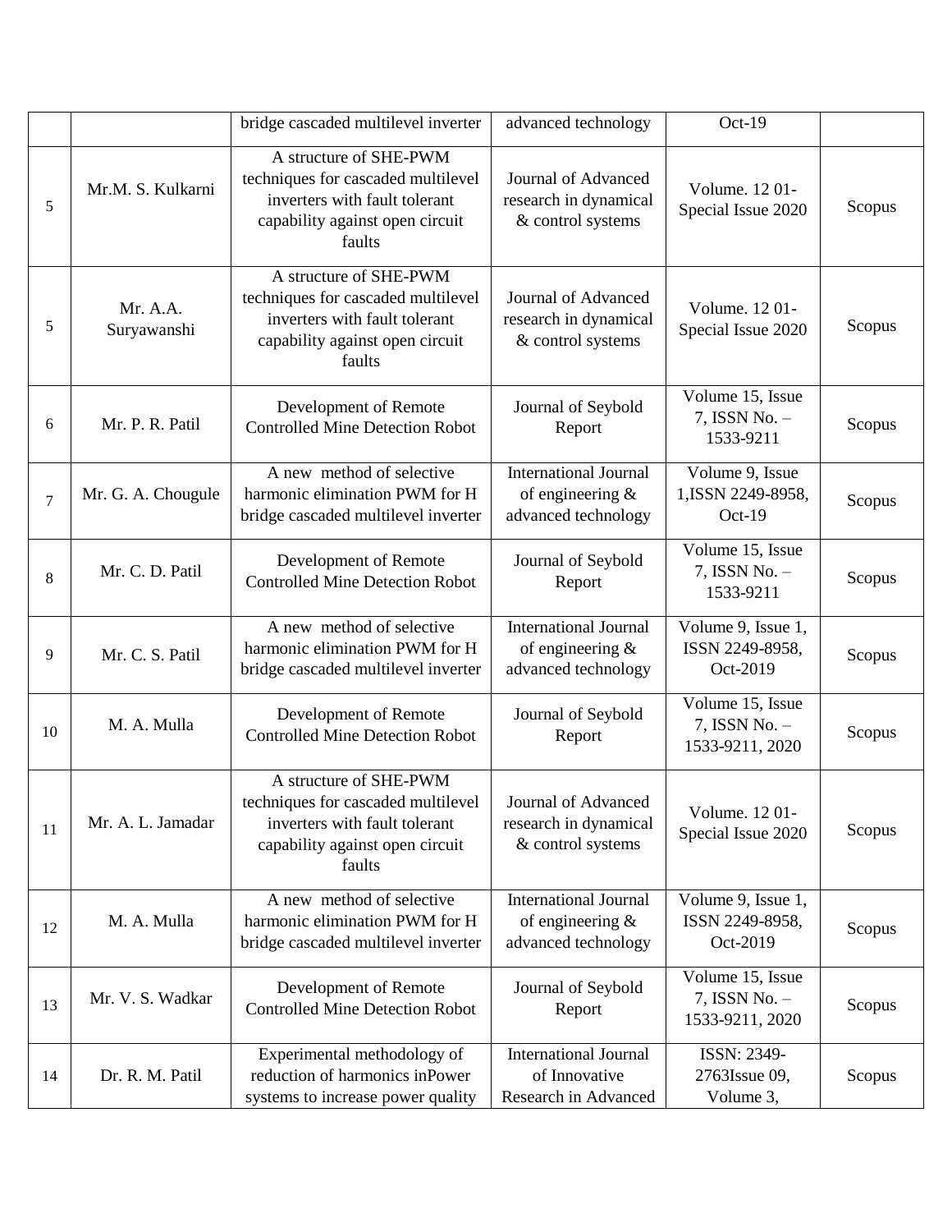| | | | | | |
|---|---|---|---|---|---|
| | | bridge cascaded multilevel inverter | advanced technology | Oct-19 | |
| 5 | Mr.M. S. Kulkarni | A structure of SHE-PWM techniques for cascaded multilevel inverters with fault tolerant capability against open circuit faults | Journal of Advanced research in dynamical & control systems | Volume. 12 01- Special Issue 2020 | Scopus |
| 5 | Mr. A.A. Suryawanshi | A structure of SHE-PWM techniques for cascaded multilevel inverters with fault tolerant capability against open circuit faults | Journal of Advanced research in dynamical & control systems | Volume. 12 01- Special Issue 2020 | Scopus |
| 6 | Mr. P. R. Patil | Development of Remote Controlled Mine Detection Robot | Journal of Seybold Report | Volume 15, Issue 7, ISSN No. – 1533-9211 | Scopus |
| 7 | Mr. G. A. Chougule | A new method of selective harmonic elimination PWM for H bridge cascaded multilevel inverter | International Journal of engineering & advanced technology | Volume 9, Issue 1,ISSN 2249-8958, Oct-19 | Scopus |
| 8 | Mr. C. D. Patil | Development of Remote Controlled Mine Detection Robot | Journal of Seybold Report | Volume 15, Issue 7, ISSN No. – 1533-9211 | Scopus |
| 9 | Mr. C. S. Patil | A new method of selective harmonic elimination PWM for H bridge cascaded multilevel inverter | International Journal of engineering & advanced technology | Volume 9, Issue 1, ISSN 2249-8958, Oct-2019 | Scopus |
| 10 | M. A. Mulla | Development of Remote Controlled Mine Detection Robot | Journal of Seybold Report | Volume 15, Issue 7, ISSN No. – 1533-9211, 2020 | Scopus |
| 11 | Mr. A. L. Jamadar | A structure of SHE-PWM techniques for cascaded multilevel inverters with fault tolerant capability against open circuit faults | Journal of Advanced research in dynamical & control systems | Volume. 12 01- Special Issue 2020 | Scopus |
| 12 | M. A. Mulla | A new method of selective harmonic elimination PWM for H bridge cascaded multilevel inverter | International Journal of engineering & advanced technology | Volume 9, Issue 1, ISSN 2249-8958, Oct-2019 | Scopus |
| 13 | Mr. V. S. Wadkar | Development of Remote Controlled Mine Detection Robot | Journal of Seybold Report | Volume 15, Issue 7, ISSN No. – 1533-9211, 2020 | Scopus |
| 14 | Dr. R. M. Patil | Experimental methodology of reduction of harmonics inPower systems to increase power quality | International Journal of Innovative Research in Advanced | ISSN: 2349-2763Issue 09, Volume 3, | Scopus |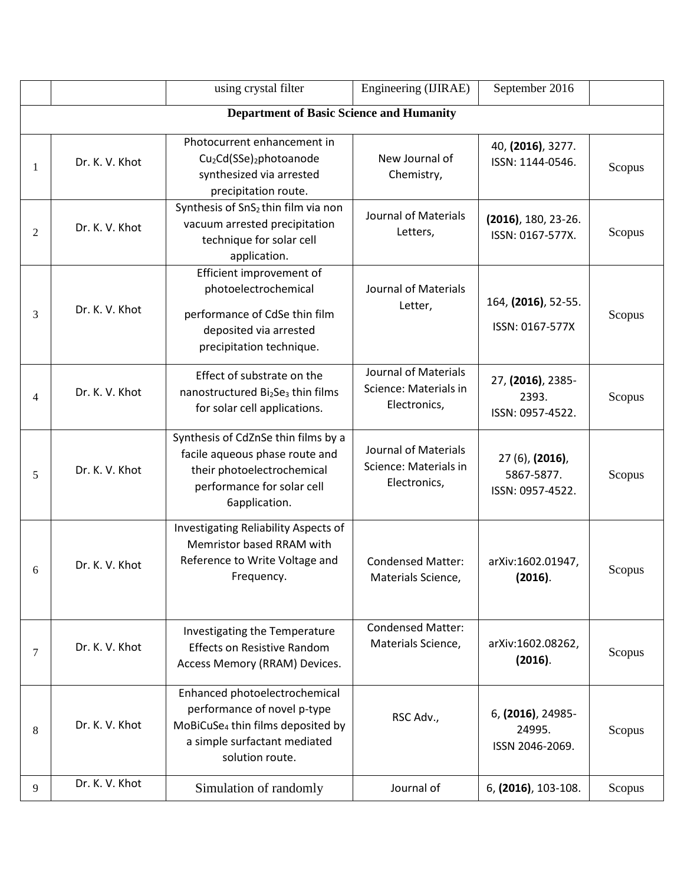|  |  | using crystal filter | Engineering (IJIRAE) | September 2016 |  |
|---|---|---|---|---|---|
| **Department of Basic Science and Humanity** |  |  |  |  |  |
| 1 | Dr. K. V. Khot | Photocurrent enhancement in $Cu_2Cd(SSe)_2$photoanode synthesized via arrested precipitation route. | New Journal of Chemistry, | 40, **(2016)**, 3277. ISSN: 1144-0546. | Scopus |
| 2 | Dr. K. V. Khot | Synthesis of $SnS_2$ thin film via non vacuum arrested precipitation technique for solar cell application. | Journal of Materials Letters, | **(2016)**, 180, 23-26. ISSN: 0167-577X. | Scopus |
| 3 | Dr. K. V. Khot | Efficient improvement of photoelectrochemical performance of CdSe thin film deposited via arrested precipitation technique. | Journal of Materials Letter, | 164, **(2016)**, 52-55. ISSN: 0167-577X | Scopus |
| 4 | Dr. K. V. Khot | Effect of substrate on the nanostructured $Bi_2Se_3$ thin films for solar cell applications. | Journal of Materials Science: Materials in Electronics, | 27, **(2016)**, 2385-2393. ISSN: 0957-4522. | Scopus |
| 5 | Dr. K. V. Khot | Synthesis of CdZnSe thin films by a facile aqueous phase route and their photoelectrochemical performance for solar cell 6application. | Journal of Materials Science: Materials in Electronics, | 27 (6), **(2016)**, 5867-5877. ISSN: 0957-4522. | Scopus |
| 6 | Dr. K. V. Khot | Investigating Reliability Aspects of Memristor based RRAM with Reference to Write Voltage and Frequency. | Condensed Matter: Materials Science, | arXiv:1602.01947, **(2016)**. | Scopus |
| 7 | Dr. K. V. Khot | Investigating the Temperature Effects on Resistive Random Access Memory (RRAM) Devices. | Condensed Matter: Materials Science, | arXiv:1602.08262, **(2016)**. | Scopus |
| 8 | Dr. K. V. Khot | Enhanced photoelectrochemical performance of novel p-type $MoBiCuSe_4$ thin films deposited by a simple surfactant mediated solution route. | RSC Adv., | 6, **(2016)**, 24985-24995. ISSN 2046-2069. | Scopus |
| 9 | Dr. K. V. Khot | Simulation of randomly | Journal of | 6, **(2016)**, 103-108. | Scopus |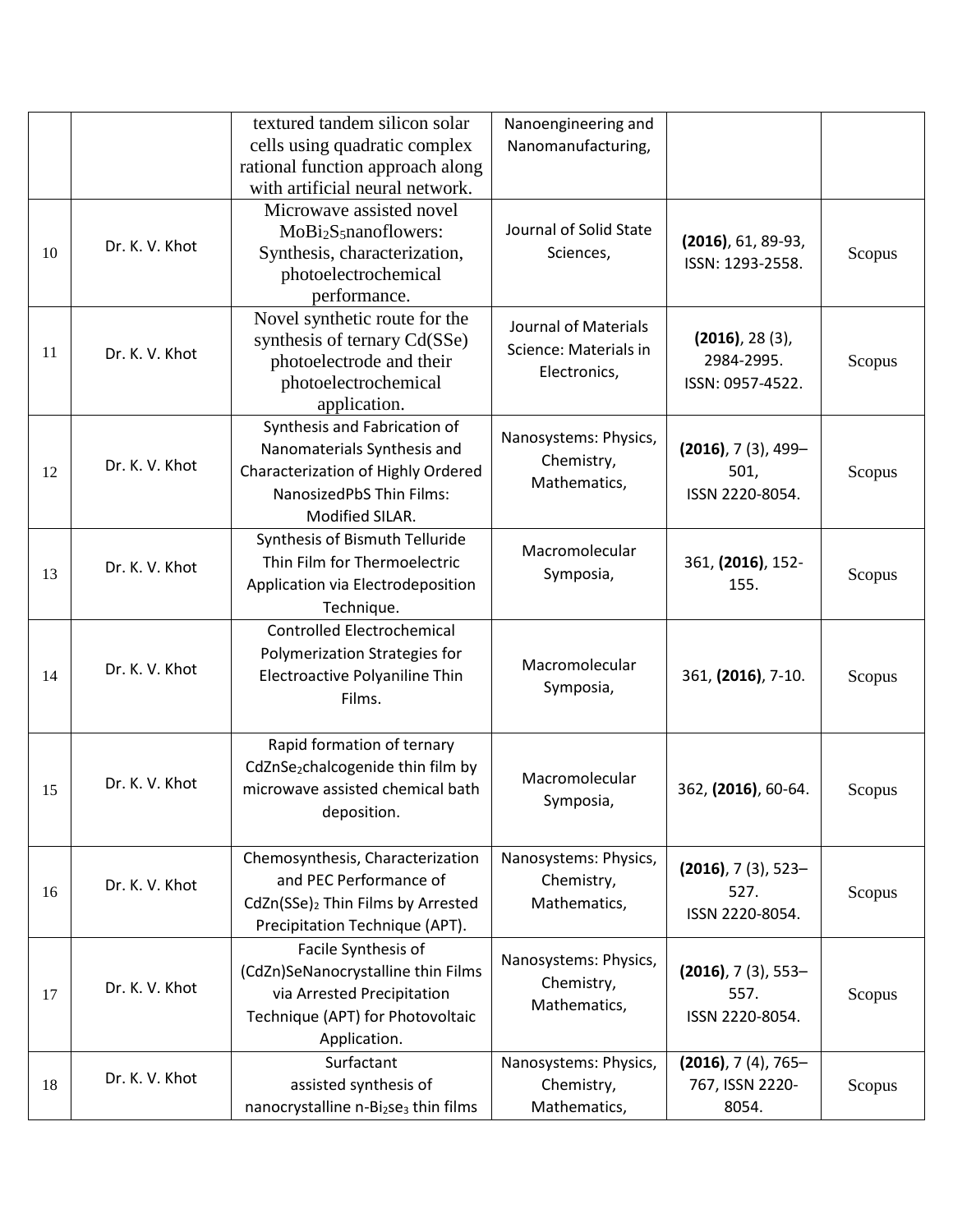| | | textured tandem silicon solar cells using quadratic complex rational function approach along with artificial neural network. | Nanoengineering and Nanomanufacturing, | | |
|---|---|---|---|---|---|
| 10 | Dr. K. V. Khot | Microwave assisted novel $MoBi_2S_5$nanoflowers: Synthesis, characterization, photoelectrochemical performance. | Journal of Solid State Sciences, | **(2016)**, 61, 89-93, ISSN: 1293-2558. | Scopus |
| 11 | Dr. K. V. Khot | Novel synthetic route for the synthesis of ternary Cd(SSe) photoelectrode and their photoelectrochemical application. | Journal of Materials Science: Materials in Electronics, | **(2016)**, 28 (3), 2984-2995. ISSN: 0957-4522. | Scopus |
| 12 | Dr. K. V. Khot | Synthesis and Fabrication of Nanomaterials Synthesis and Characterization of Highly Ordered NanosizedPbS Thin Films: Modified SILAR. | Nanosystems: Physics, Chemistry, Mathematics, | **(2016)**, 7 (3), 499–501, ISSN 2220-8054. | Scopus |
| 13 | Dr. K. V. Khot | Synthesis of Bismuth Telluride Thin Film for Thermoelectric Application via Electrodeposition Technique. | Macromolecular Symposia, | 361, **(2016)**, 152-155. | Scopus |
| 14 | Dr. K. V. Khot | Controlled Electrochemical Polymerization Strategies for Electroactive Polyaniline Thin Films. | Macromolecular Symposia, | 361, **(2016)**, 7-10. | Scopus |
| 15 | Dr. K. V. Khot | Rapid formation of ternary $CdZnSe_2$chalcogenide thin film by microwave assisted chemical bath deposition. | Macromolecular Symposia, | 362, **(2016)**, 60-64. | Scopus |
| 16 | Dr. K. V. Khot | Chemosynthesis, Characterization and PEC Performance of $CdZn(SSe)_2$ Thin Films by Arrested Precipitation Technique (APT). | Nanosystems: Physics, Chemistry, Mathematics, | **(2016)**, 7 (3), 523–527. ISSN 2220-8054. | Scopus |
| 17 | Dr. K. V. Khot | Facile Synthesis of (CdZn)SeNanocrystalline thin Films via Arrested Precipitation Technique (APT) for Photovoltaic Application. | Nanosystems: Physics, Chemistry, Mathematics, | **(2016)**, 7 (3), 553–557. ISSN 2220-8054. | Scopus |
| 18 | Dr. K. V. Khot | Surfactant assisted synthesis of nanocrystalline n-$Bi_2se_3$ thin films | Nanosystems: Physics, Chemistry, Mathematics, | **(2016)**, 7 (4), 765–767, ISSN 2220-8054. | Scopus |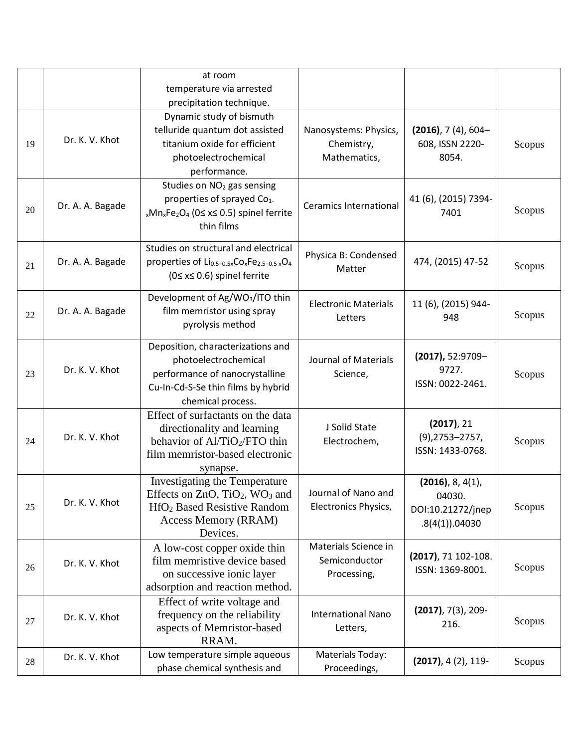| | | | | | |
|---|---|---|---|---|---|
| | | at room temperature via arrested precipitation technique. | | | |
| 19 | Dr. K. V. Khot | Dynamic study of bismuth telluride quantum dot assisted titanium oxide for efficient photoelectrochemical performance. | Nanosystems: Physics, Chemistry, Mathematics, | **(2016)**, 7 (4), 604–608, ISSN 2220-8054. | Scopus |
| 20 | Dr. A. A. Bagade | Studies on $NO_2$ gas sensing properties of sprayed $Co_{1-x}Mn_xFe_2O_4$ (0≤ x≤ 0.5) spinel ferrite thin films | Ceramics International | 41 (6), (2015) 7394-7401 | Scopus |
| 21 | Dr. A. A. Bagade | Studies on structural and electrical properties of $Li_{0.5-0.5x}Co_xFe_{2.5-0.5x}O_4$ (0≤ x≤ 0.6) spinel ferrite | Physica B: Condensed Matter | 474, (2015) 47-52 | Scopus |
| 22 | Dr. A. A. Bagade | Development of Ag/$WO_3$/ITO thin film memristor using spray pyrolysis method | Electronic Materials Letters | 11 (6), (2015) 944-948 | Scopus |
| 23 | Dr. K. V. Khot | Deposition, characterizations and photoelectrochemical performance of nanocrystalline Cu-In-Cd-S-Se thin films by hybrid chemical process. | Journal of Materials Science, | **(2017),** 52:9709–9727. ISSN: 0022-2461. | Scopus |
| 24 | Dr. K. V. Khot | Effect of surfactants on the data directionality and learning behavior of Al/$TiO_2$/FTO thin film memristor-based electronic synapse. | J Solid State Electrochem, | **(2017)**, 21 (9),2753–2757, ISSN: 1433-0768. | Scopus |
| 25 | Dr. K. V. Khot | Investigating the Temperature Effects on ZnO, $TiO_2$, $WO_3$ and $HfO_2$ Based Resistive Random Access Memory (RRAM) Devices. | Journal of Nano and Electronics Physics, | **(2016)**, 8, 4(1), 04030. DOI:10.21272/jnep.8(4(1)).04030 | Scopus |
| 26 | Dr. K. V. Khot | A low-cost copper oxide thin film memristive device based on successive ionic layer adsorption and reaction method. | Materials Science in Semiconductor Processing, | **(2017)**, 71 102-108. ISSN: 1369-8001. | Scopus |
| 27 | Dr. K. V. Khot | Effect of write voltage and frequency on the reliability aspects of Memristor-based RRAM. | International Nano Letters, | **(2017)**, 7(3), 209-216. | Scopus |
| 28 | Dr. K. V. Khot | Low temperature simple aqueous phase chemical synthesis and | Materials Today: Proceedings, | **(2017)**, 4 (2), 119- | Scopus |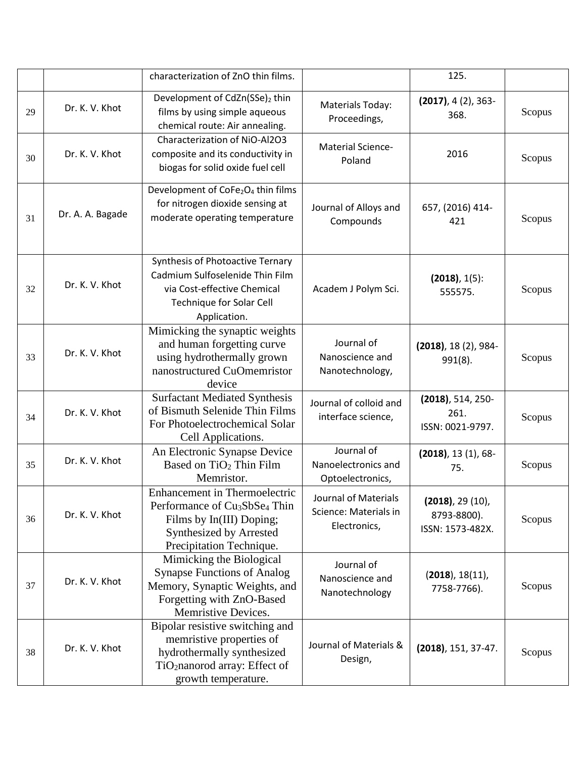|  |  | characterization of ZnO thin films. |  | 125. |  |
|---|---|---|---|---|---|
| 29 | Dr. K. V. Khot | Development of $CdZn(SSe)_2$ thin films by using simple aqueous chemical route: Air annealing. | Materials Today: Proceedings, | **(2017)**, 4 (2), 363-368. | Scopus |
| 30 | Dr. K. V. Khot | Characterization of NiO-Al2O3 composite and its conductivity in biogas for solid oxide fuel cell | Material Science-Poland | 2016 | Scopus |
| 31 | Dr. A. A. Bagade | Development of $CoFe_2O_4$ thin films for nitrogen dioxide sensing at moderate operating temperature | Journal of Alloys and Compounds | 657, (2016) 414-421 | Scopus |
| 32 | Dr. K. V. Khot | Synthesis of Photoactive Ternary Cadmium Sulfoselenide Thin Film via Cost-effective Chemical Technique for Solar Cell Application. | Academ J Polym Sci. | **(2018)**, 1(5): 555575. | Scopus |
| 33 | Dr. K. V. Khot | Mimicking the synaptic weights and human forgetting curve using hydrothermally grown nanostructured CuOmemristor device | Journal of Nanoscience and Nanotechnology, | **(2018)**, 18 (2), 984-991(8). | Scopus |
| 34 | Dr. K. V. Khot | Surfactant Mediated Synthesis of Bismuth Selenide Thin Films For Photoelectrochemical Solar Cell Applications. | Journal of colloid and interface science, | **(2018)**, 514, 250-261. ISSN: 0021-9797. | Scopus |
| 35 | Dr. K. V. Khot | An Electronic Synapse Device Based on $TiO_2$ Thin Film Memristor. | Journal of Nanoelectronics and Optoelectronics, | **(2018)**, 13 (1), 68-75. | Scopus |
| 36 | Dr. K. V. Khot | Enhancement in Thermoelectric Performance of $Cu_3SbSe_4$ Thin Films by In(III) Doping; Synthesized by Arrested Precipitation Technique. | Journal of Materials Science: Materials in Electronics, | **(2018)**, 29 (10), 8793-8800). ISSN: 1573-482X. | Scopus |
| 37 | Dr. K. V. Khot | Mimicking the Biological Synapse Functions of Analog Memory, Synaptic Weights, and Forgetting with ZnO-Based Memristive Devices. | Journal of Nanoscience and Nanotechnology | (**2018**), 18(11), 7758-7766). | Scopus |
| 38 | Dr. K. V. Khot | Bipolar resistive switching and memristive properties of hydrothermally synthesized $TiO_2$nanorod array: Effect of growth temperature. | Journal of Materials & Design, | **(2018)**, 151, 37-47. | Scopus |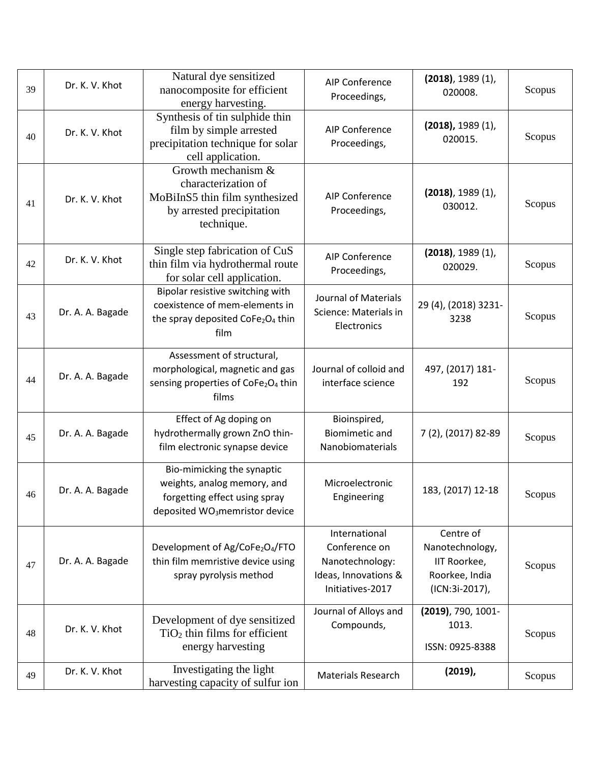| 39 | Dr. K. V. Khot | Natural dye sensitized nanocomposite for efficient energy harvesting. | AIP Conference Proceedings, | **(2018)**, 1989 (1), 020008. | Scopus |
|---|---|---|---|---|---|
| 40 | Dr. K. V. Khot | Synthesis of tin sulphide thin film by simple arrested precipitation technique for solar cell application. | AIP Conference Proceedings, | **(2018),** 1989 (1), 020015. | Scopus |
| 41 | Dr. K. V. Khot | Growth mechanism & characterization of MoBiInS5 thin film synthesized by arrested precipitation technique. | AIP Conference Proceedings, | **(2018)**, 1989 (1), 030012. | Scopus |
| 42 | Dr. K. V. Khot | Single step fabrication of CuS thin film via hydrothermal route for solar cell application. | AIP Conference Proceedings, | **(2018)**, 1989 (1), 020029. | Scopus |
| 43 | Dr. A. A. Bagade | Bipolar resistive switching with coexistence of mem-elements in the spray deposited $CoFe_2O_4$ thin film | Journal of Materials Science: Materials in Electronics | 29 (4), (2018) 3231-3238 | Scopus |
| 44 | Dr. A. A. Bagade | Assessment of structural, morphological, magnetic and gas sensing properties of $CoFe_2O_4$ thin films | Journal of colloid and interface science | 497, (2017) 181-192 | Scopus |
| 45 | Dr. A. A. Bagade | Effect of Ag doping on hydrothermally grown ZnO thin-film electronic synapse device | Bioinspired, Biomimetic and Nanobiomaterials | 7 (2), (2017) 82-89 | Scopus |
| 46 | Dr. A. A. Bagade | Bio-mimicking the synaptic weights, analog memory, and forgetting effect using spray deposited $WO_3$memristor device | Microelectronic Engineering | 183, (2017) 12-18 | Scopus |
| 47 | Dr. A. A. Bagade | Development of Ag/$CoFe_2O_4$/FTO thin film memristive device using spray pyrolysis method | International Conference on Nanotechnology: Ideas, Innovations & Initiatives-2017 | Centre of Nanotechnology, IIT Roorkee, Roorkee, India (ICN:3i-2017), | Scopus |
| 48 | Dr. K. V. Khot | Development of dye sensitized $TiO_2$ thin films for efficient energy harvesting | Journal of Alloys and Compounds, | **(2019)**, 790, 1001-1013. ISSN: 0925-8388 | Scopus |
| 49 | Dr. K. V. Khot | Investigating the light harvesting capacity of sulfur ion | Materials Research | **(2019),** | Scopus |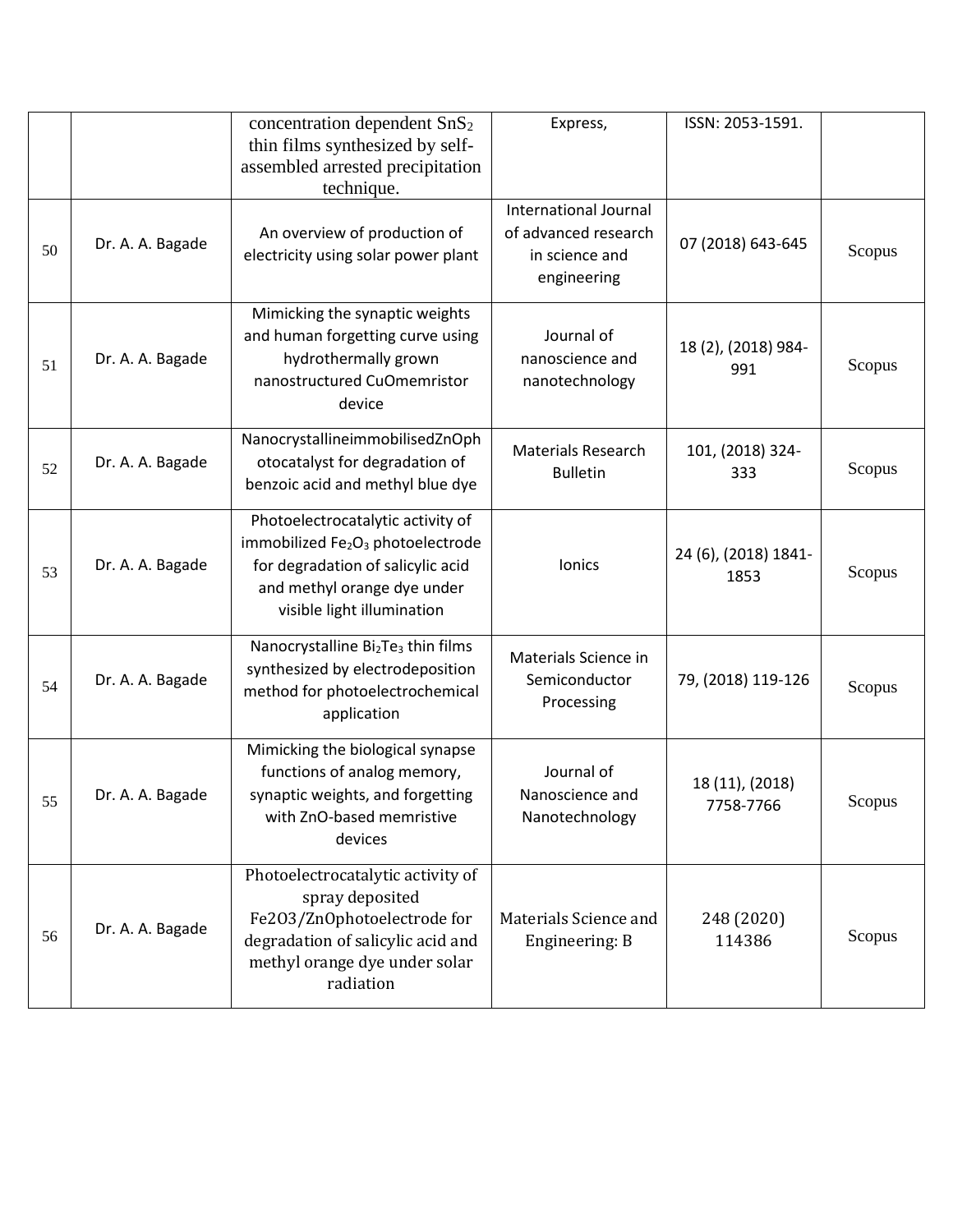| | | | | | |
|---|---|---|---|---|---|
| | | concentration dependent $SnS_2$ thin films synthesized by self-assembled arrested precipitation technique. | Express, | ISSN: 2053-1591. | |
| 50 | Dr. A. A. Bagade | An overview of production of electricity using solar power plant | International Journal of advanced research in science and engineering | 07 (2018) 643-645 | Scopus |
| 51 | Dr. A. A. Bagade | Mimicking the synaptic weights and human forgetting curve using hydrothermally grown nanostructured CuOmemristor device | Journal of nanoscience and nanotechnology | 18 (2), (2018) 984-991 | Scopus |
| 52 | Dr. A. A. Bagade | NanocrystallineimmobilisedZnOphotocatalyst for degradation of benzoic acid and methyl blue dye | Materials Research Bulletin | 101, (2018) 324-333 | Scopus |
| 53 | Dr. A. A. Bagade | Photoelectrocatalytic activity of immobilized $Fe_2O_3$ photoelectrode for degradation of salicylic acid and methyl orange dye under visible light illumination | Ionics | 24 (6), (2018) 1841-1853 | Scopus |
| 54 | Dr. A. A. Bagade | Nanocrystalline $Bi_2Te_3$ thin films synthesized by electrodeposition method for photoelectrochemical application | Materials Science in Semiconductor Processing | 79, (2018) 119-126 | Scopus |
| 55 | Dr. A. A. Bagade | Mimicking the biological synapse functions of analog memory, synaptic weights, and forgetting with ZnO-based memristive devices | Journal of Nanoscience and Nanotechnology | 18 (11), (2018) 7758-7766 | Scopus |
| 56 | Dr. A. A. Bagade | Photoelectrocatalytic activity of spray deposited Fe2O3/ZnOphotoelectrode for degradation of salicylic acid and methyl orange dye under solar radiation | Materials Science and Engineering: B | 248 (2020) 114386 | Scopus |